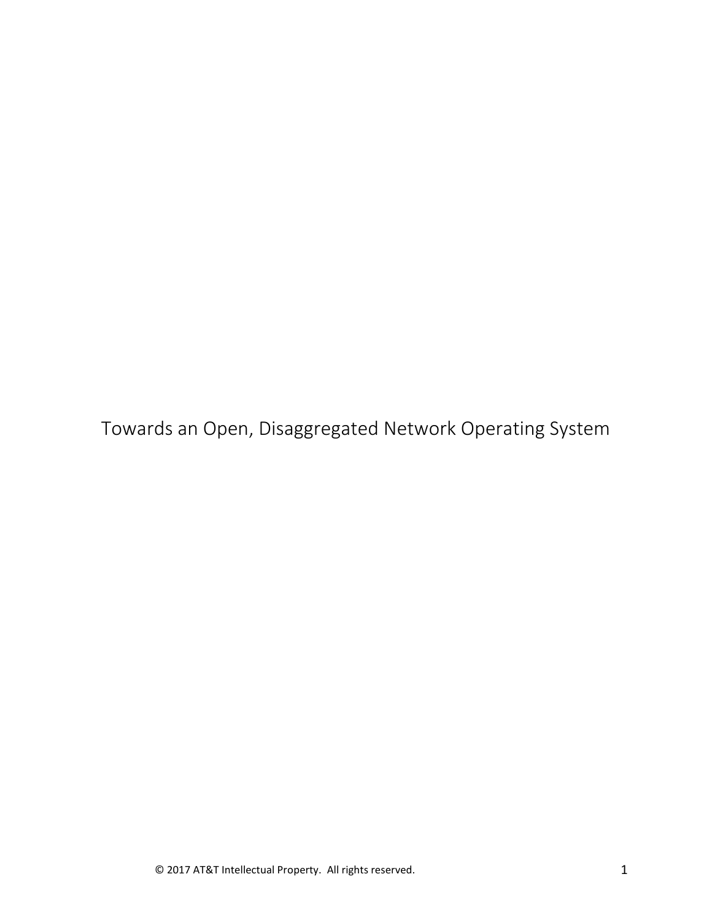# Towards an Open, Disaggregated Network Operating System

© 2017 AT&T Intellectual Property. All rights reserved.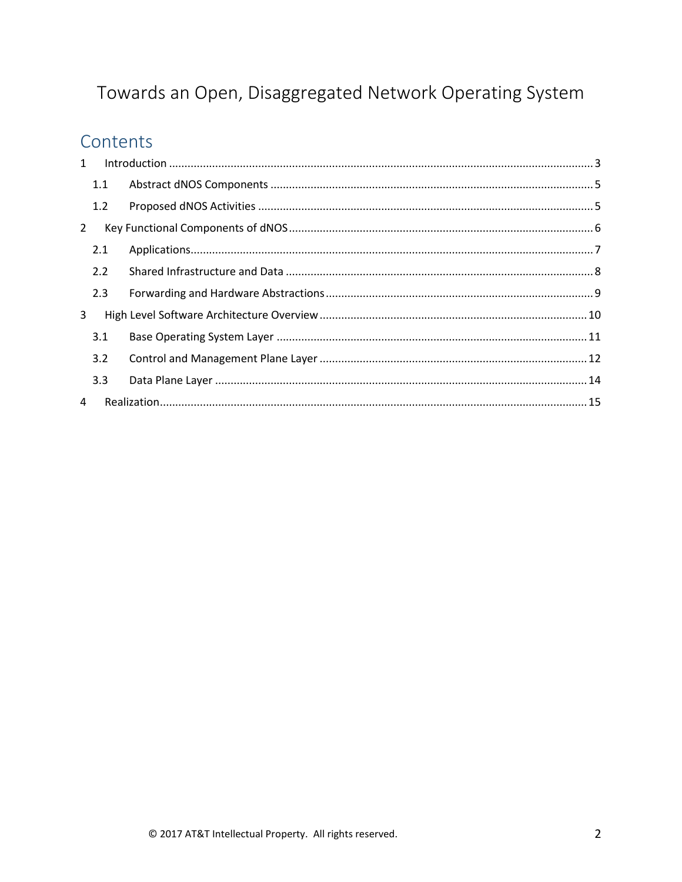# Towards an Open, Disaggregated Network Operating System

## Contents

1 Introduction ........ 3

  1.1 Abstract dNOS Components ........ 5

  1.2 Proposed dNOS Activities ........ 5

2 Key Functional Components of dNOS ........ 6

  2.1 Applications ........ 7

  2.2 Shared Infrastructure and Data ........ 8

  2.3 Forwarding and Hardware Abstractions ........ 9

3 High Level Software Architecture Overview ........ 10

  3.1 Base Operating System Layer ........ 11

  3.2 Control and Management Plane Layer ........ 12

  3.3 Data Plane Layer ........ 14

4 Realization ........ 15

© 2017 AT&T Intellectual Property. All rights reserved.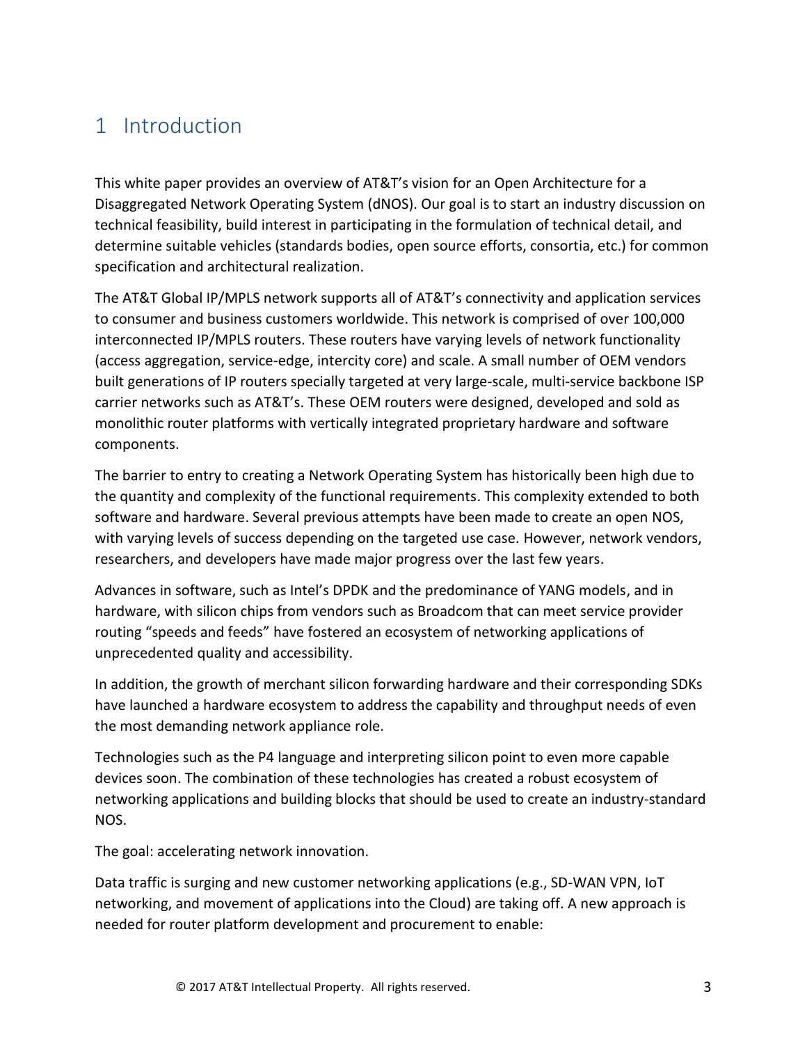# 1 Introduction

This white paper provides an overview of AT&T's vision for an Open Architecture for a Disaggregated Network Operating System (dNOS). Our goal is to start an industry discussion on technical feasibility, build interest in participating in the formulation of technical detail, and determine suitable vehicles (standards bodies, open source efforts, consortia, etc.) for common specification and architectural realization.

The AT&T Global IP/MPLS network supports all of AT&T's connectivity and application services to consumer and business customers worldwide. This network is comprised of over 100,000 interconnected IP/MPLS routers. These routers have varying levels of network functionality (access aggregation, service-edge, intercity core) and scale. A small number of OEM vendors built generations of IP routers specially targeted at very large-scale, multi-service backbone ISP carrier networks such as AT&T's. These OEM routers were designed, developed and sold as monolithic router platforms with vertically integrated proprietary hardware and software components.

The barrier to entry to creating a Network Operating System has historically been high due to the quantity and complexity of the functional requirements. This complexity extended to both software and hardware. Several previous attempts have been made to create an open NOS, with varying levels of success depending on the targeted use case. However, network vendors, researchers, and developers have made major progress over the last few years.

Advances in software, such as Intel's DPDK and the predominance of YANG models, and in hardware, with silicon chips from vendors such as Broadcom that can meet service provider routing "speeds and feeds" have fostered an ecosystem of networking applications of unprecedented quality and accessibility.

In addition, the growth of merchant silicon forwarding hardware and their corresponding SDKs have launched a hardware ecosystem to address the capability and throughput needs of even the most demanding network appliance role.

Technologies such as the P4 language and interpreting silicon point to even more capable devices soon. The combination of these technologies has created a robust ecosystem of networking applications and building blocks that should be used to create an industry-standard NOS.

The goal: accelerating network innovation.

Data traffic is surging and new customer networking applications (e.g., SD-WAN VPN, IoT networking, and movement of applications into the Cloud) are taking off. A new approach is needed for router platform development and procurement to enable: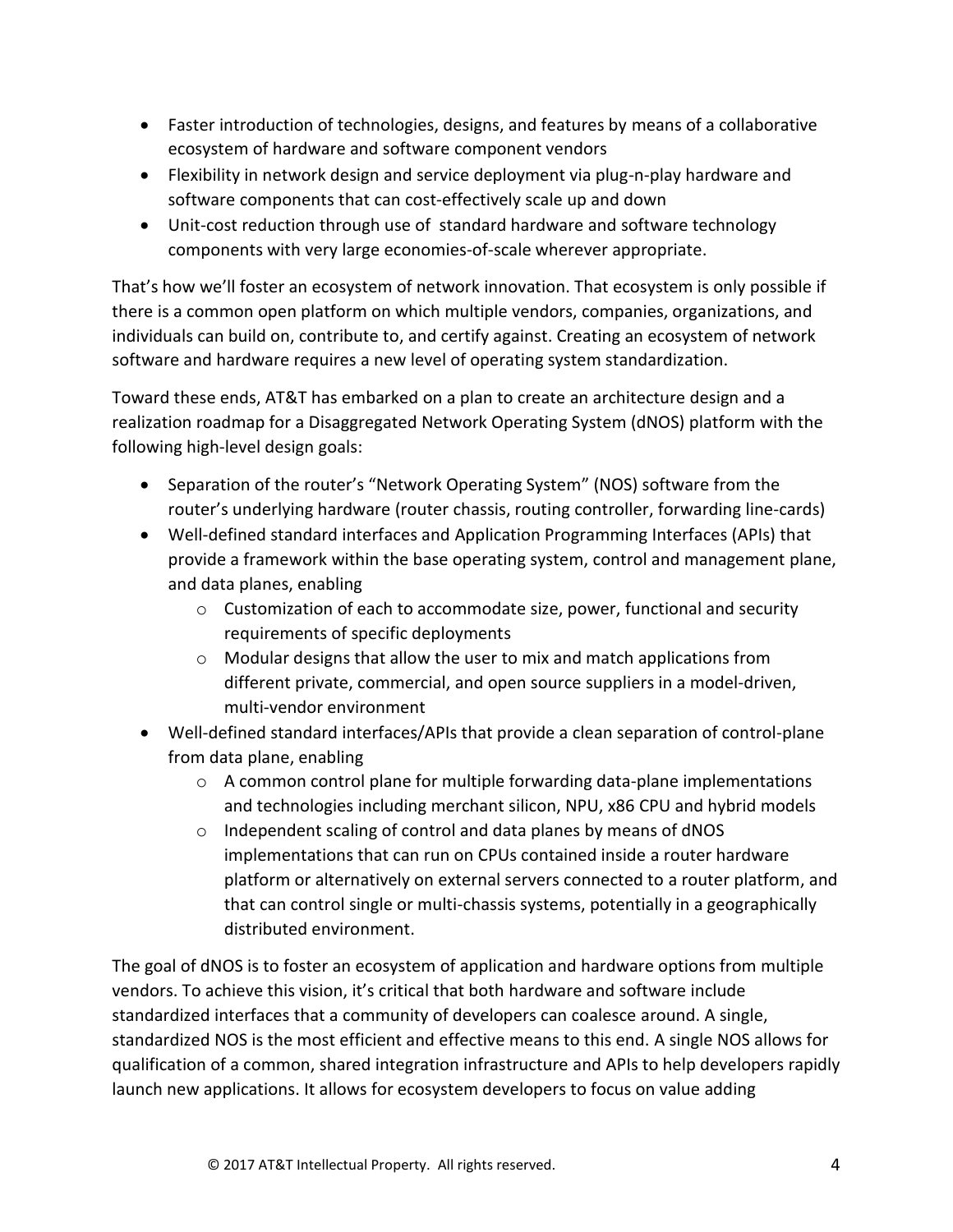- Faster introduction of technologies, designs, and features by means of a collaborative ecosystem of hardware and software component vendors
- Flexibility in network design and service deployment via plug-n-play hardware and software components that can cost-effectively scale up and down
- Unit-cost reduction through use of standard hardware and software technology components with very large economies-of-scale wherever appropriate.

That's how we'll foster an ecosystem of network innovation. That ecosystem is only possible if there is a common open platform on which multiple vendors, companies, organizations, and individuals can build on, contribute to, and certify against. Creating an ecosystem of network software and hardware requires a new level of operating system standardization.

Toward these ends, AT&T has embarked on a plan to create an architecture design and a realization roadmap for a Disaggregated Network Operating System (dNOS) platform with the following high-level design goals:

- Separation of the router's "Network Operating System" (NOS) software from the router's underlying hardware (router chassis, routing controller, forwarding line-cards)
- Well-defined standard interfaces and Application Programming Interfaces (APIs) that provide a framework within the base operating system, control and management plane, and data planes, enabling
    - Customization of each to accommodate size, power, functional and security requirements of specific deployments
    - Modular designs that allow the user to mix and match applications from different private, commercial, and open source suppliers in a model-driven, multi-vendor environment
- Well-defined standard interfaces/APIs that provide a clean separation of control-plane from data plane, enabling
    - A common control plane for multiple forwarding data-plane implementations and technologies including merchant silicon, NPU, x86 CPU and hybrid models
    - Independent scaling of control and data planes by means of dNOS implementations that can run on CPUs contained inside a router hardware platform or alternatively on external servers connected to a router platform, and that can control single or multi-chassis systems, potentially in a geographically distributed environment.

The goal of dNOS is to foster an ecosystem of application and hardware options from multiple vendors. To achieve this vision, it's critical that both hardware and software include standardized interfaces that a community of developers can coalesce around. A single, standardized NOS is the most efficient and effective means to this end. A single NOS allows for qualification of a common, shared integration infrastructure and APIs to help developers rapidly launch new applications. It allows for ecosystem developers to focus on value adding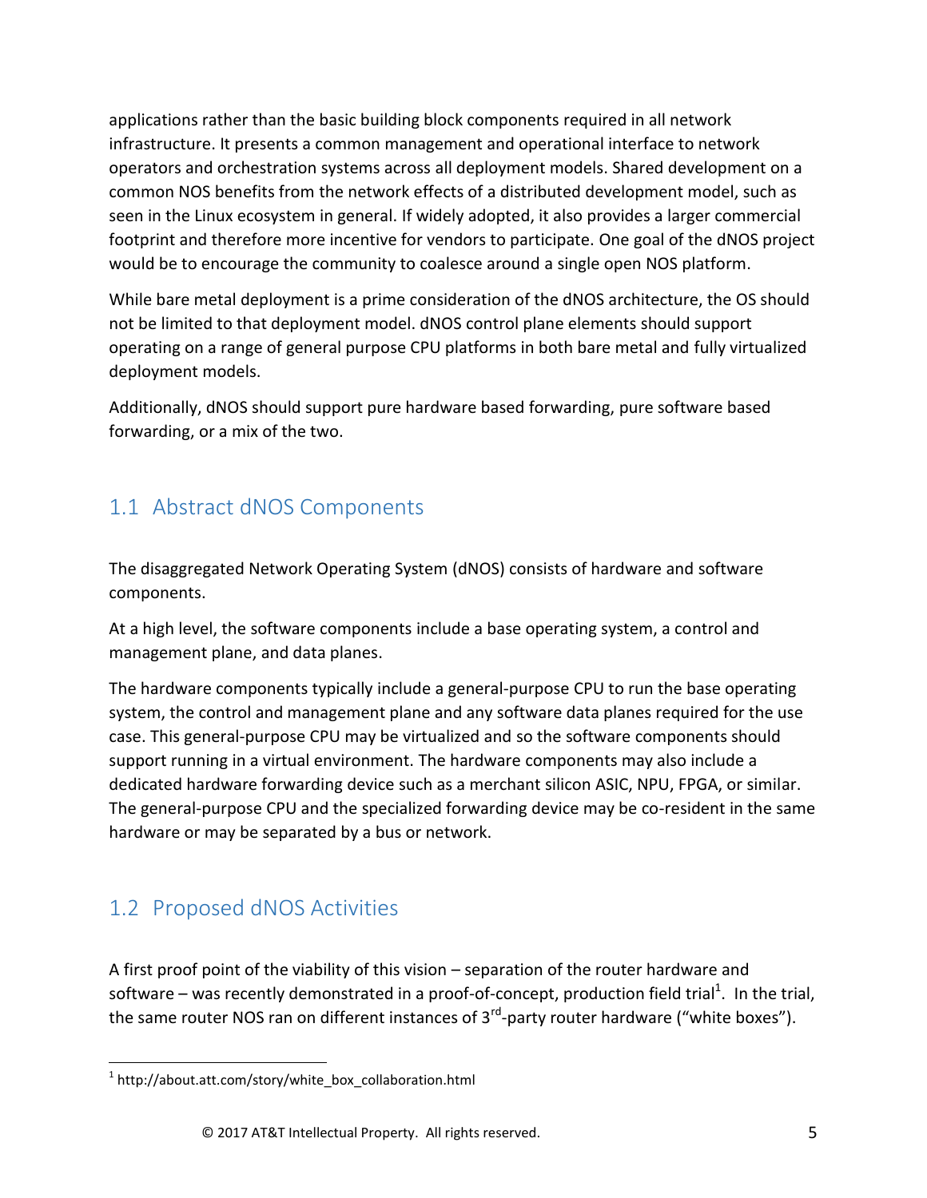applications rather than the basic building block components required in all network infrastructure. It presents a common management and operational interface to network operators and orchestration systems across all deployment models. Shared development on a common NOS benefits from the network effects of a distributed development model, such as seen in the Linux ecosystem in general. If widely adopted, it also provides a larger commercial footprint and therefore more incentive for vendors to participate. One goal of the dNOS project would be to encourage the community to coalesce around a single open NOS platform.

While bare metal deployment is a prime consideration of the dNOS architecture, the OS should not be limited to that deployment model. dNOS control plane elements should support operating on a range of general purpose CPU platforms in both bare metal and fully virtualized deployment models.

Additionally, dNOS should support pure hardware based forwarding, pure software based forwarding, or a mix of the two.

## 1.1 Abstract dNOS Components

The disaggregated Network Operating System (dNOS) consists of hardware and software components.

At a high level, the software components include a base operating system, a control and management plane, and data planes.

The hardware components typically include a general-purpose CPU to run the base operating system, the control and management plane and any software data planes required for the use case. This general-purpose CPU may be virtualized and so the software components should support running in a virtual environment. The hardware components may also include a dedicated hardware forwarding device such as a merchant silicon ASIC, NPU, FPGA, or similar. The general-purpose CPU and the specialized forwarding device may be co-resident in the same hardware or may be separated by a bus or network.

## 1.2 Proposed dNOS Activities

A first proof point of the viability of this vision – separation of the router hardware and software – was recently demonstrated in a proof-of-concept, production field trial[1]. In the trial, the same router NOS ran on different instances of 3rd-party router hardware ("white boxes").

[1] http://about.att.com/story/white_box_collaboration.html

© 2017 AT&T Intellectual Property. All rights reserved.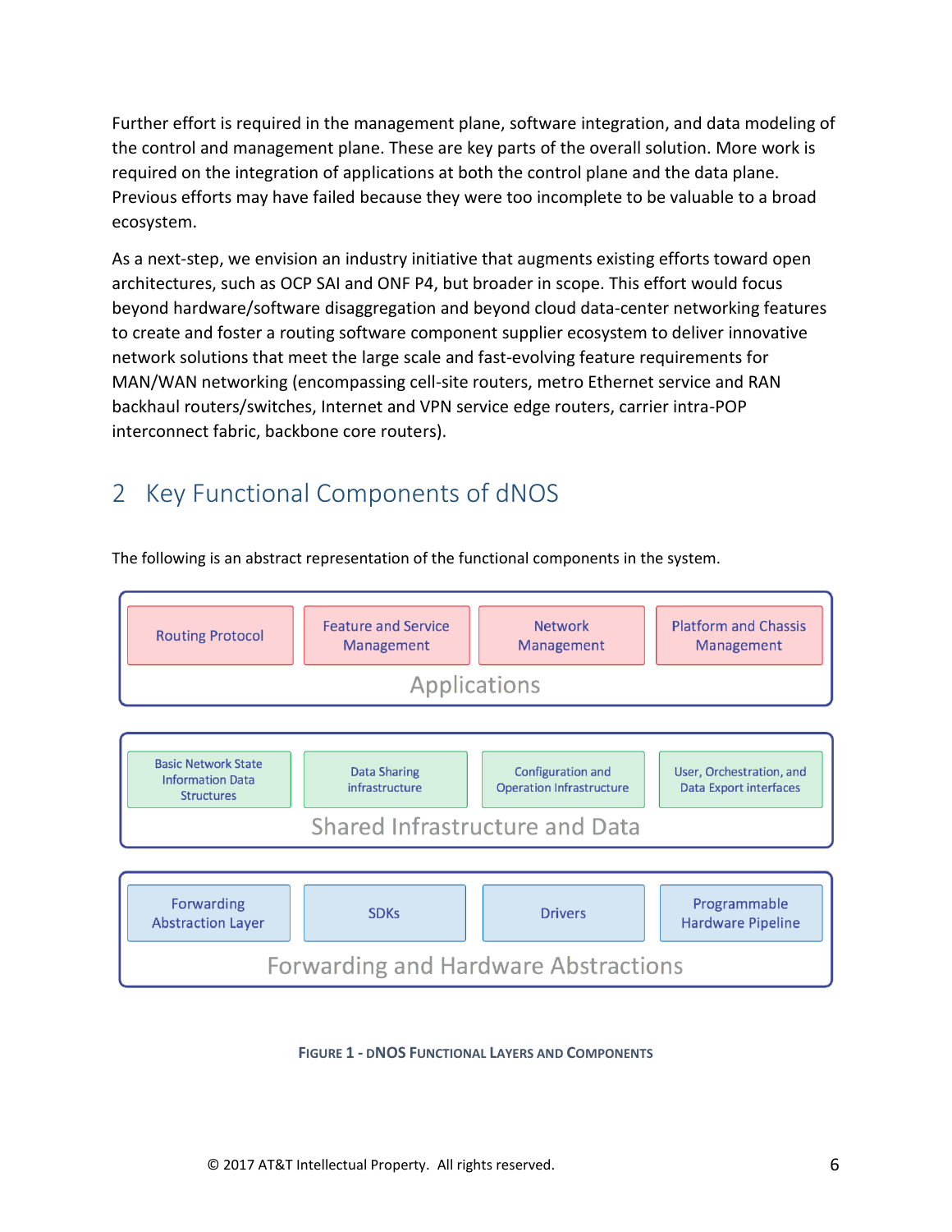Further effort is required in the management plane, software integration, and data modeling of the control and management plane. These are key parts of the overall solution. More work is required on the integration of applications at both the control plane and the data plane. Previous efforts may have failed because they were too incomplete to be valuable to a broad ecosystem.

As a next-step, we envision an industry initiative that augments existing efforts toward open architectures, such as OCP SAI and ONF P4, but broader in scope. This effort would focus beyond hardware/software disaggregation and beyond cloud data-center networking features to create and foster a routing software component supplier ecosystem to deliver innovative network solutions that meet the large scale and fast-evolving feature requirements for MAN/WAN networking (encompassing cell-site routers, metro Ethernet service and RAN backhaul routers/switches, Internet and VPN service edge routers, carrier intra-POP interconnect fabric, backbone core routers).

## 2 Key Functional Components of dNOS

The following is an abstract representation of the functional components in the system.

**Applications**

| Routing Protocol | Feature and Service Management | Network Management | Platform and Chassis Management |
|---|---|---|---|

**Shared Infrastructure and Data**

| Basic Network State Information Data Structures | Data Sharing infrastructure | Configuration and Operation Infrastructure | User, Orchestration, and Data Export interfaces |
|---|---|---|---|

**Forwarding and Hardware Abstractions**

| Forwarding Abstraction Layer | SDKs | Drivers | Programmable Hardware Pipeline |
|---|---|---|---|

FIGURE 1 - DNOS FUNCTIONAL LAYERS AND COMPONENTS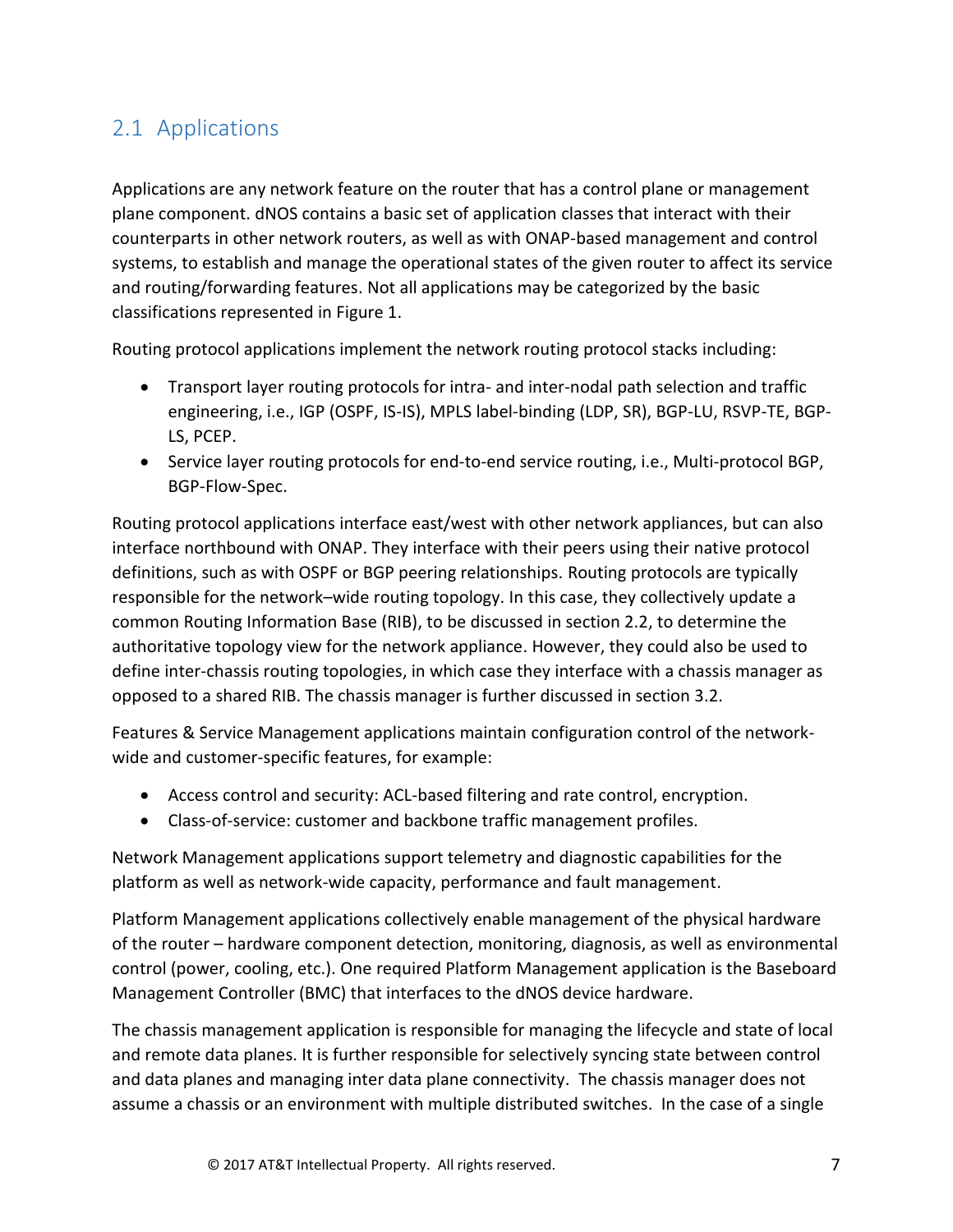## 2.1 Applications

Applications are any network feature on the router that has a control plane or management plane component. dNOS contains a basic set of application classes that interact with their counterparts in other network routers, as well as with ONAP-based management and control systems, to establish and manage the operational states of the given router to affect its service and routing/forwarding features. Not all applications may be categorized by the basic classifications represented in Figure 1.

Routing protocol applications implement the network routing protocol stacks including:

- Transport layer routing protocols for intra- and inter-nodal path selection and traffic engineering, i.e., IGP (OSPF, IS-IS), MPLS label-binding (LDP, SR), BGP-LU, RSVP-TE, BGP-LS, PCEP.
- Service layer routing protocols for end-to-end service routing, i.e., Multi-protocol BGP, BGP-Flow-Spec.

Routing protocol applications interface east/west with other network appliances, but can also interface northbound with ONAP. They interface with their peers using their native protocol definitions, such as with OSPF or BGP peering relationships. Routing protocols are typically responsible for the network–wide routing topology. In this case, they collectively update a common Routing Information Base (RIB), to be discussed in section 2.2, to determine the authoritative topology view for the network appliance. However, they could also be used to define inter-chassis routing topologies, in which case they interface with a chassis manager as opposed to a shared RIB. The chassis manager is further discussed in section 3.2.

Features & Service Management applications maintain configuration control of the network-wide and customer-specific features, for example:

- Access control and security: ACL-based filtering and rate control, encryption.
- Class-of-service: customer and backbone traffic management profiles.

Network Management applications support telemetry and diagnostic capabilities for the platform as well as network-wide capacity, performance and fault management.

Platform Management applications collectively enable management of the physical hardware of the router – hardware component detection, monitoring, diagnosis, as well as environmental control (power, cooling, etc.). One required Platform Management application is the Baseboard Management Controller (BMC) that interfaces to the dNOS device hardware.

The chassis management application is responsible for managing the lifecycle and state of local and remote data planes. It is further responsible for selectively syncing state between control and data planes and managing inter data plane connectivity. The chassis manager does not assume a chassis or an environment with multiple distributed switches. In the case of a single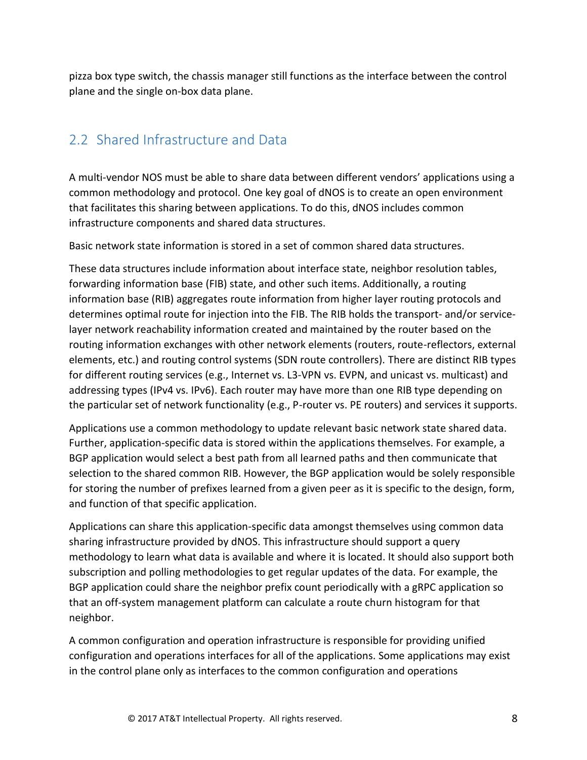pizza box type switch, the chassis manager still functions as the interface between the control plane and the single on-box data plane.

## 2.2 Shared Infrastructure and Data

A multi-vendor NOS must be able to share data between different vendors' applications using a common methodology and protocol. One key goal of dNOS is to create an open environment that facilitates this sharing between applications. To do this, dNOS includes common infrastructure components and shared data structures.

Basic network state information is stored in a set of common shared data structures.

These data structures include information about interface state, neighbor resolution tables, forwarding information base (FIB) state, and other such items. Additionally, a routing information base (RIB) aggregates route information from higher layer routing protocols and determines optimal route for injection into the FIB. The RIB holds the transport- and/or service-layer network reachability information created and maintained by the router based on the routing information exchanges with other network elements (routers, route-reflectors, external elements, etc.) and routing control systems (SDN route controllers). There are distinct RIB types for different routing services (e.g., Internet vs. L3-VPN vs. EVPN, and unicast vs. multicast) and addressing types (IPv4 vs. IPv6). Each router may have more than one RIB type depending on the particular set of network functionality (e.g., P-router vs. PE routers) and services it supports.

Applications use a common methodology to update relevant basic network state shared data. Further, application-specific data is stored within the applications themselves. For example, a BGP application would select a best path from all learned paths and then communicate that selection to the shared common RIB. However, the BGP application would be solely responsible for storing the number of prefixes learned from a given peer as it is specific to the design, form, and function of that specific application.

Applications can share this application-specific data amongst themselves using common data sharing infrastructure provided by dNOS. This infrastructure should support a query methodology to learn what data is available and where it is located. It should also support both subscription and polling methodologies to get regular updates of the data. For example, the BGP application could share the neighbor prefix count periodically with a gRPC application so that an off-system management platform can calculate a route churn histogram for that neighbor.

A common configuration and operation infrastructure is responsible for providing unified configuration and operations interfaces for all of the applications. Some applications may exist in the control plane only as interfaces to the common configuration and operations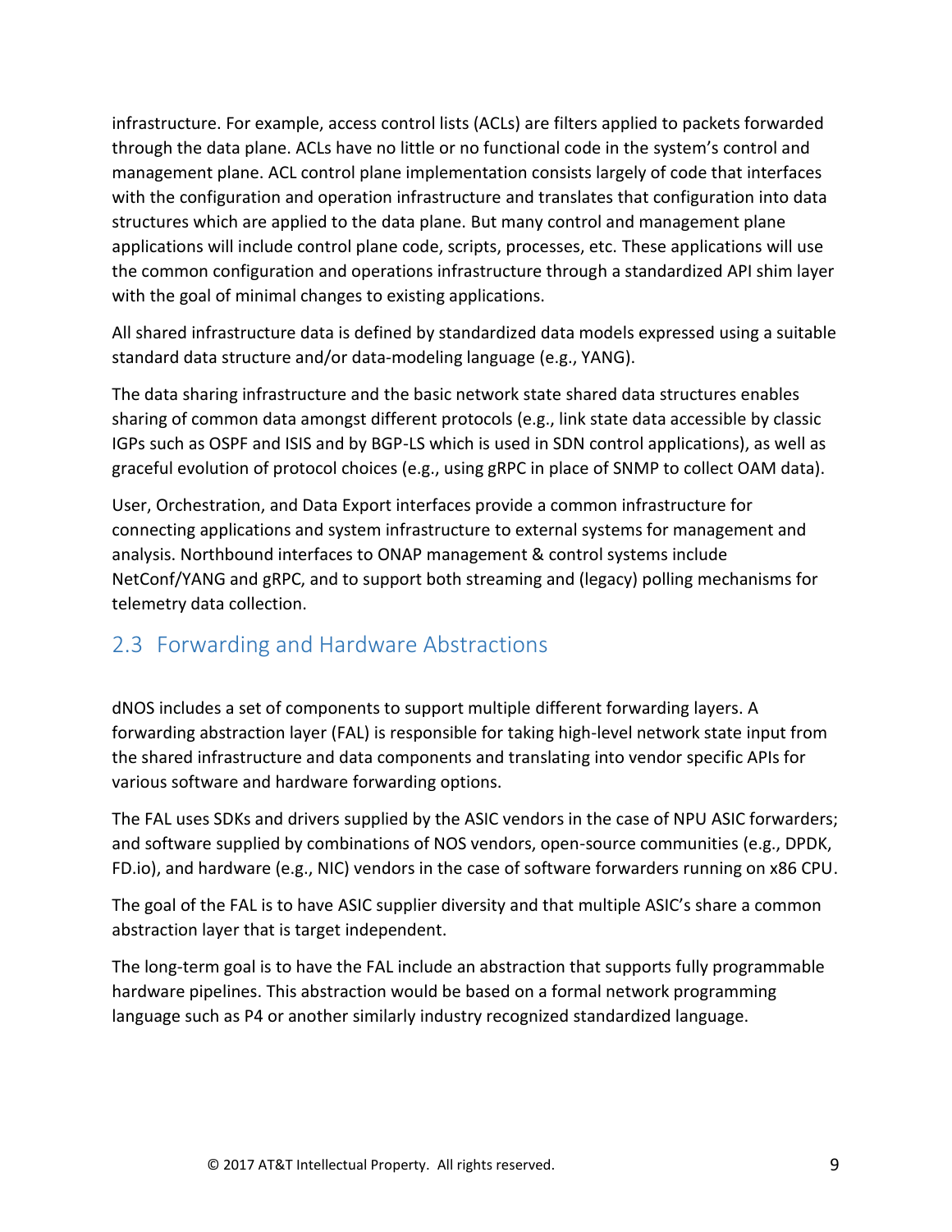infrastructure. For example, access control lists (ACLs) are filters applied to packets forwarded through the data plane. ACLs have no little or no functional code in the system's control and management plane. ACL control plane implementation consists largely of code that interfaces with the configuration and operation infrastructure and translates that configuration into data structures which are applied to the data plane. But many control and management plane applications will include control plane code, scripts, processes, etc. These applications will use the common configuration and operations infrastructure through a standardized API shim layer with the goal of minimal changes to existing applications.

All shared infrastructure data is defined by standardized data models expressed using a suitable standard data structure and/or data-modeling language (e.g., YANG).

The data sharing infrastructure and the basic network state shared data structures enables sharing of common data amongst different protocols (e.g., link state data accessible by classic IGPs such as OSPF and ISIS and by BGP-LS which is used in SDN control applications), as well as graceful evolution of protocol choices (e.g., using gRPC in place of SNMP to collect OAM data).

User, Orchestration, and Data Export interfaces provide a common infrastructure for connecting applications and system infrastructure to external systems for management and analysis. Northbound interfaces to ONAP management & control systems include NetConf/YANG and gRPC, and to support both streaming and (legacy) polling mechanisms for telemetry data collection.

## 2.3 Forwarding and Hardware Abstractions

dNOS includes a set of components to support multiple different forwarding layers. A forwarding abstraction layer (FAL) is responsible for taking high-level network state input from the shared infrastructure and data components and translating into vendor specific APIs for various software and hardware forwarding options.

The FAL uses SDKs and drivers supplied by the ASIC vendors in the case of NPU ASIC forwarders; and software supplied by combinations of NOS vendors, open-source communities (e.g., DPDK, FD.io), and hardware (e.g., NIC) vendors in the case of software forwarders running on x86 CPU.

The goal of the FAL is to have ASIC supplier diversity and that multiple ASIC's share a common abstraction layer that is target independent.

The long-term goal is to have the FAL include an abstraction that supports fully programmable hardware pipelines. This abstraction would be based on a formal network programming language such as P4 or another similarly industry recognized standardized language.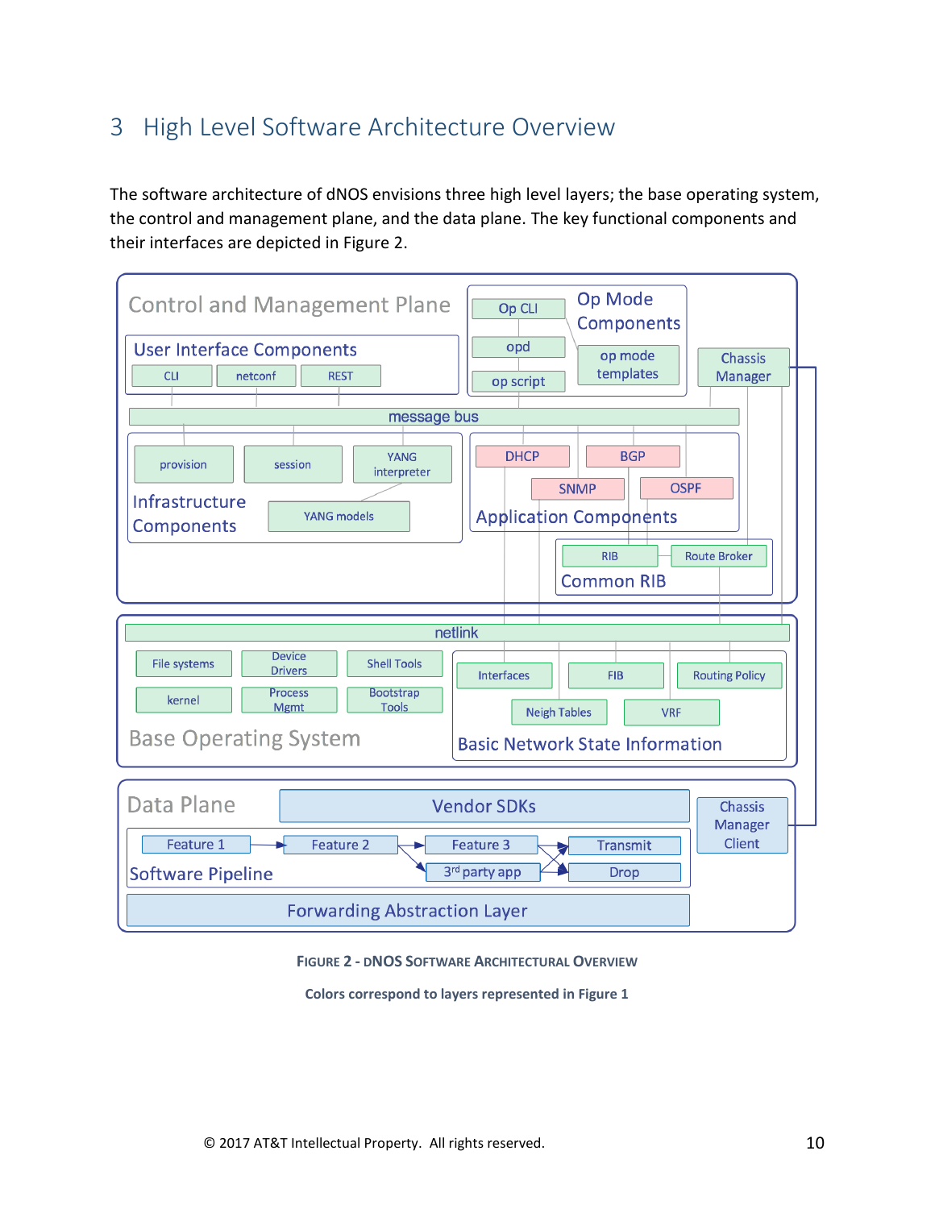# 3 High Level Software Architecture Overview

The software architecture of dNOS envisions three high level layers; the base operating system, the control and management plane, and the data plane. The key functional components and their interfaces are depicted in Figure 2.

**FIGURE 2 - DNOS SOFTWARE ARCHITECTURAL OVERVIEW**

**Colors correspond to layers represented in Figure 1**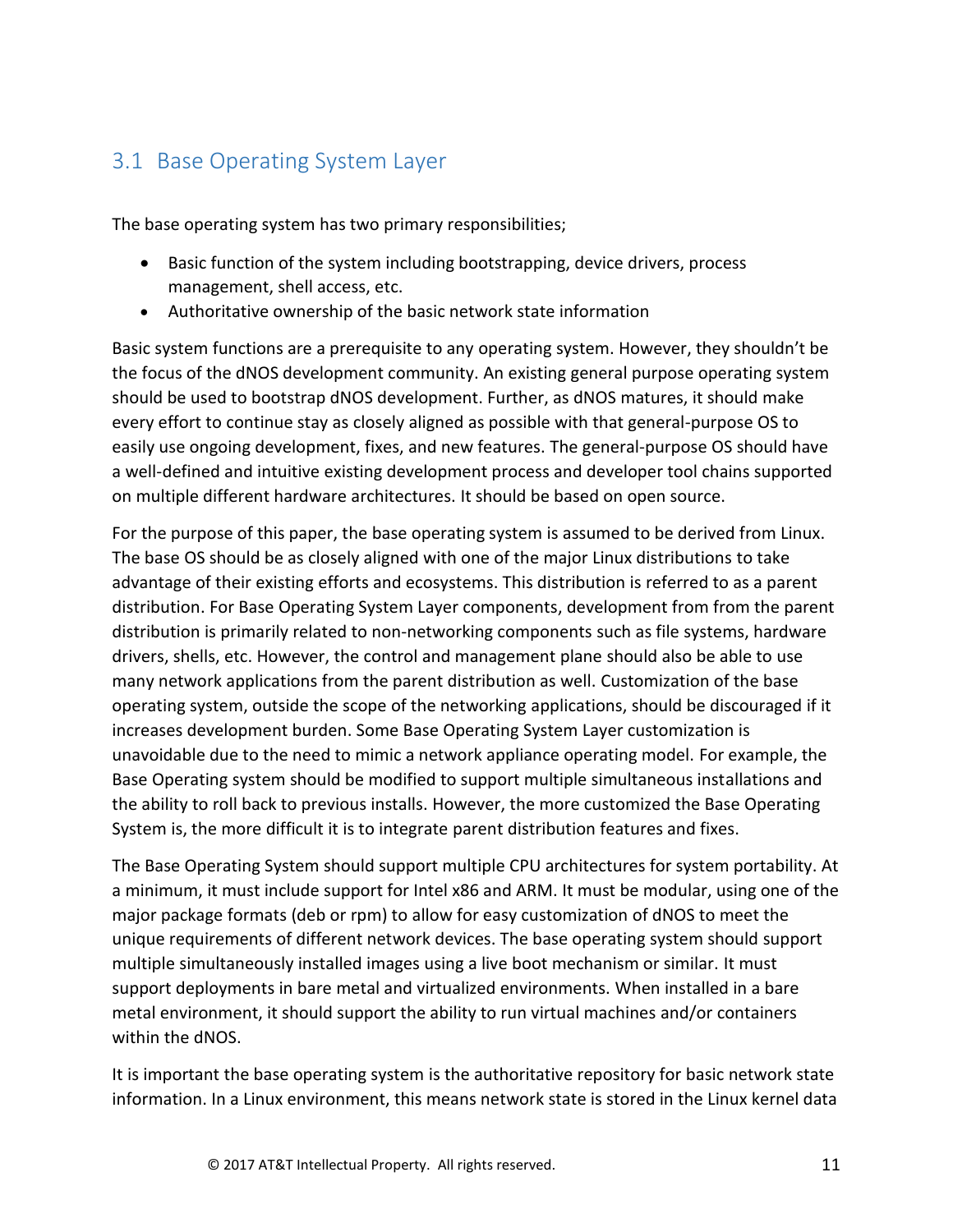## 3.1 Base Operating System Layer

The base operating system has two primary responsibilities;

- Basic function of the system including bootstrapping, device drivers, process management, shell access, etc.
- Authoritative ownership of the basic network state information

Basic system functions are a prerequisite to any operating system. However, they shouldn't be the focus of the dNOS development community. An existing general purpose operating system should be used to bootstrap dNOS development. Further, as dNOS matures, it should make every effort to continue stay as closely aligned as possible with that general-purpose OS to easily use ongoing development, fixes, and new features. The general-purpose OS should have a well-defined and intuitive existing development process and developer tool chains supported on multiple different hardware architectures. It should be based on open source.

For the purpose of this paper, the base operating system is assumed to be derived from Linux. The base OS should be as closely aligned with one of the major Linux distributions to take advantage of their existing efforts and ecosystems. This distribution is referred to as a parent distribution. For Base Operating System Layer components, development from from the parent distribution is primarily related to non-networking components such as file systems, hardware drivers, shells, etc. However, the control and management plane should also be able to use many network applications from the parent distribution as well. Customization of the base operating system, outside the scope of the networking applications, should be discouraged if it increases development burden. Some Base Operating System Layer customization is unavoidable due to the need to mimic a network appliance operating model. For example, the Base Operating system should be modified to support multiple simultaneous installations and the ability to roll back to previous installs. However, the more customized the Base Operating System is, the more difficult it is to integrate parent distribution features and fixes.

The Base Operating System should support multiple CPU architectures for system portability. At a minimum, it must include support for Intel x86 and ARM. It must be modular, using one of the major package formats (deb or rpm) to allow for easy customization of dNOS to meet the unique requirements of different network devices. The base operating system should support multiple simultaneously installed images using a live boot mechanism or similar. It must support deployments in bare metal and virtualized environments. When installed in a bare metal environment, it should support the ability to run virtual machines and/or containers within the dNOS.

It is important the base operating system is the authoritative repository for basic network state information. In a Linux environment, this means network state is stored in the Linux kernel data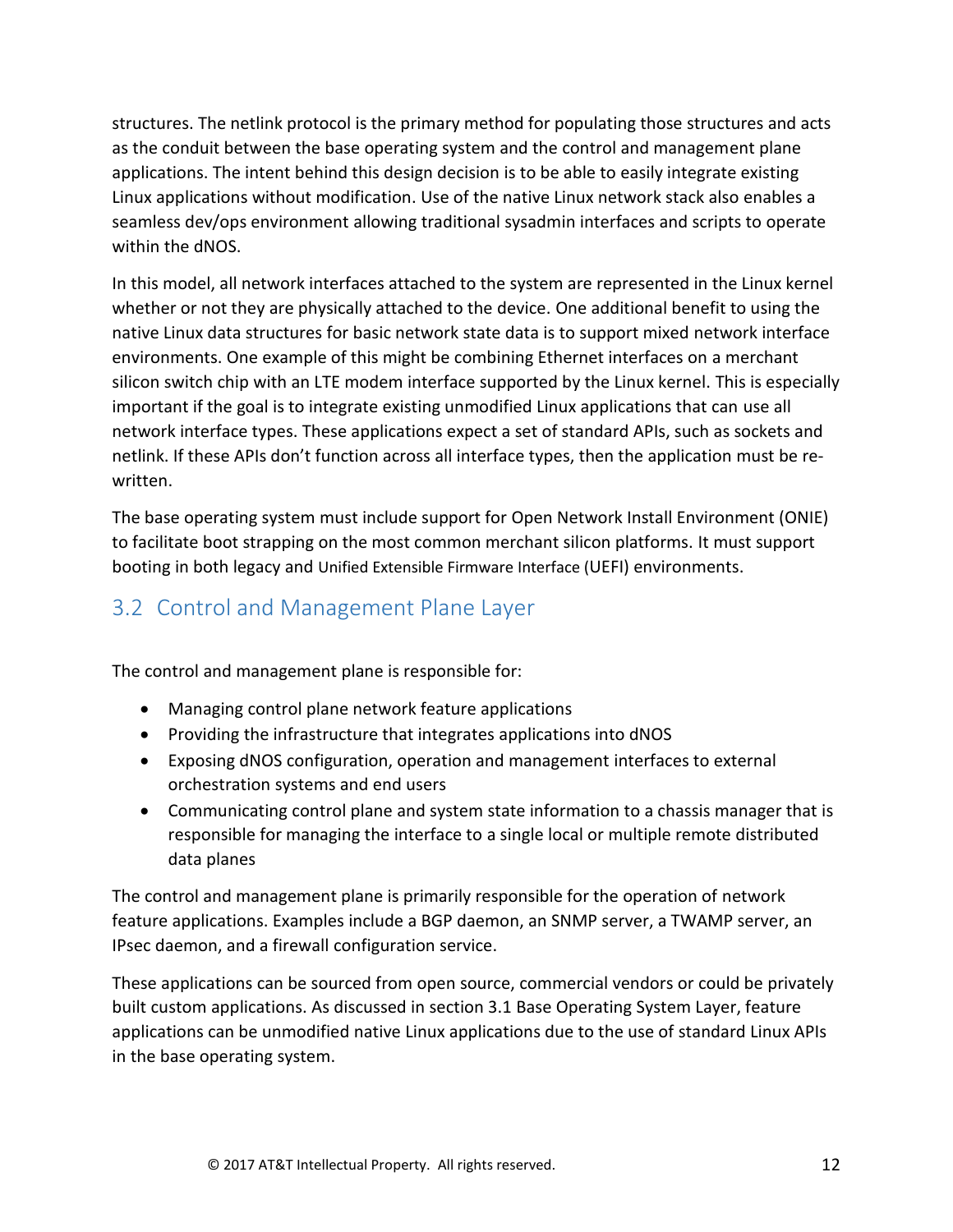structures. The netlink protocol is the primary method for populating those structures and acts as the conduit between the base operating system and the control and management plane applications. The intent behind this design decision is to be able to easily integrate existing Linux applications without modification. Use of the native Linux network stack also enables a seamless dev/ops environment allowing traditional sysadmin interfaces and scripts to operate within the dNOS.

In this model, all network interfaces attached to the system are represented in the Linux kernel whether or not they are physically attached to the device. One additional benefit to using the native Linux data structures for basic network state data is to support mixed network interface environments. One example of this might be combining Ethernet interfaces on a merchant silicon switch chip with an LTE modem interface supported by the Linux kernel. This is especially important if the goal is to integrate existing unmodified Linux applications that can use all network interface types. These applications expect a set of standard APIs, such as sockets and netlink. If these APIs don't function across all interface types, then the application must be re-written.

The base operating system must include support for Open Network Install Environment (ONIE) to facilitate boot strapping on the most common merchant silicon platforms. It must support booting in both legacy and Unified Extensible Firmware Interface (UEFI) environments.

## 3.2 Control and Management Plane Layer

The control and management plane is responsible for:

- Managing control plane network feature applications
- Providing the infrastructure that integrates applications into dNOS
- Exposing dNOS configuration, operation and management interfaces to external orchestration systems and end users
- Communicating control plane and system state information to a chassis manager that is responsible for managing the interface to a single local or multiple remote distributed data planes

The control and management plane is primarily responsible for the operation of network feature applications. Examples include a BGP daemon, an SNMP server, a TWAMP server, an IPsec daemon, and a firewall configuration service.

These applications can be sourced from open source, commercial vendors or could be privately built custom applications. As discussed in section 3.1 Base Operating System Layer, feature applications can be unmodified native Linux applications due to the use of standard Linux APIs in the base operating system.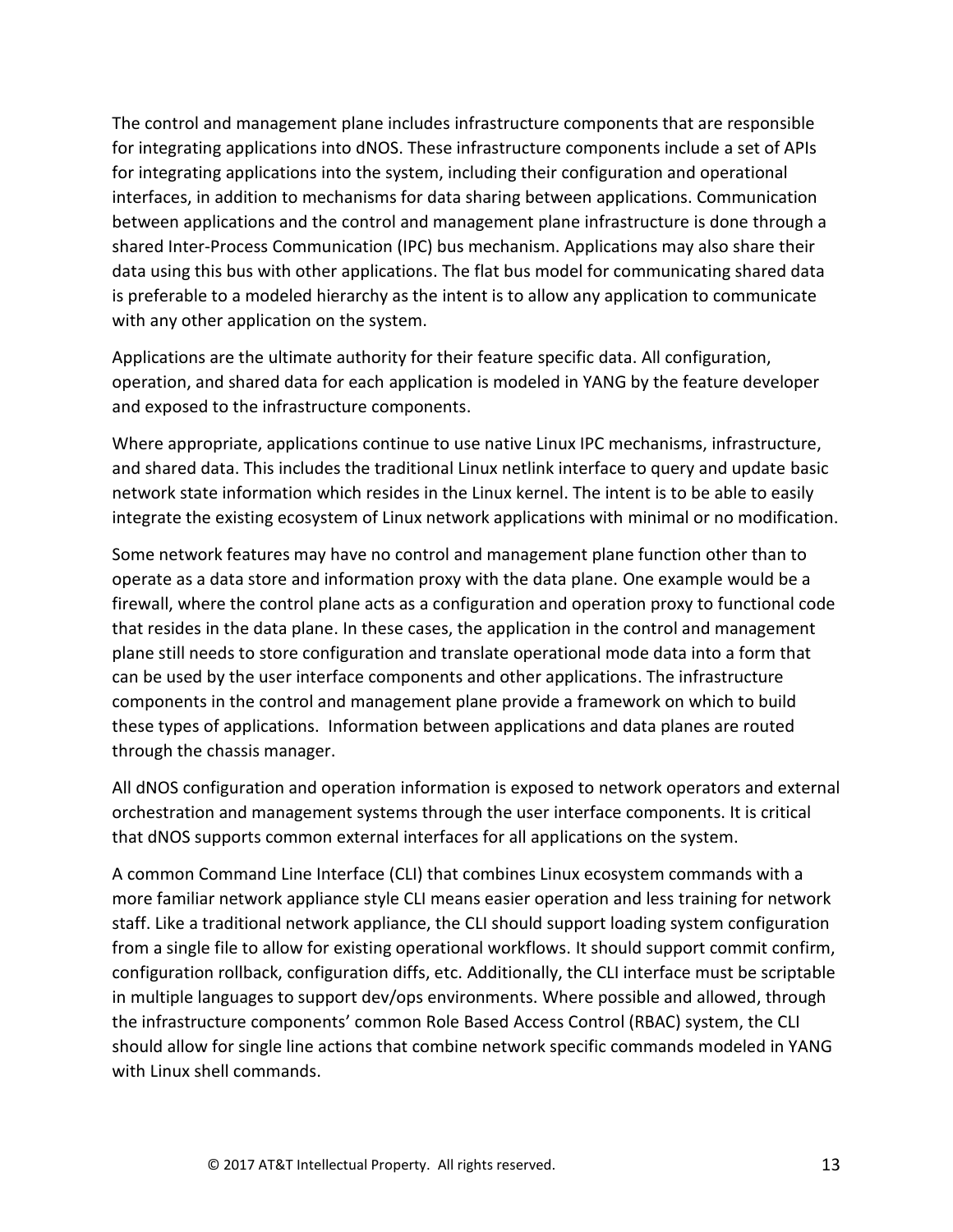The control and management plane includes infrastructure components that are responsible for integrating applications into dNOS. These infrastructure components include a set of APIs for integrating applications into the system, including their configuration and operational interfaces, in addition to mechanisms for data sharing between applications. Communication between applications and the control and management plane infrastructure is done through a shared Inter-Process Communication (IPC) bus mechanism. Applications may also share their data using this bus with other applications. The flat bus model for communicating shared data is preferable to a modeled hierarchy as the intent is to allow any application to communicate with any other application on the system.

Applications are the ultimate authority for their feature specific data. All configuration, operation, and shared data for each application is modeled in YANG by the feature developer and exposed to the infrastructure components.

Where appropriate, applications continue to use native Linux IPC mechanisms, infrastructure, and shared data. This includes the traditional Linux netlink interface to query and update basic network state information which resides in the Linux kernel. The intent is to be able to easily integrate the existing ecosystem of Linux network applications with minimal or no modification.

Some network features may have no control and management plane function other than to operate as a data store and information proxy with the data plane. One example would be a firewall, where the control plane acts as a configuration and operation proxy to functional code that resides in the data plane. In these cases, the application in the control and management plane still needs to store configuration and translate operational mode data into a form that can be used by the user interface components and other applications. The infrastructure components in the control and management plane provide a framework on which to build these types of applications. Information between applications and data planes are routed through the chassis manager.

All dNOS configuration and operation information is exposed to network operators and external orchestration and management systems through the user interface components. It is critical that dNOS supports common external interfaces for all applications on the system.

A common Command Line Interface (CLI) that combines Linux ecosystem commands with a more familiar network appliance style CLI means easier operation and less training for network staff. Like a traditional network appliance, the CLI should support loading system configuration from a single file to allow for existing operational workflows. It should support commit confirm, configuration rollback, configuration diffs, etc. Additionally, the CLI interface must be scriptable in multiple languages to support dev/ops environments. Where possible and allowed, through the infrastructure components' common Role Based Access Control (RBAC) system, the CLI should allow for single line actions that combine network specific commands modeled in YANG with Linux shell commands.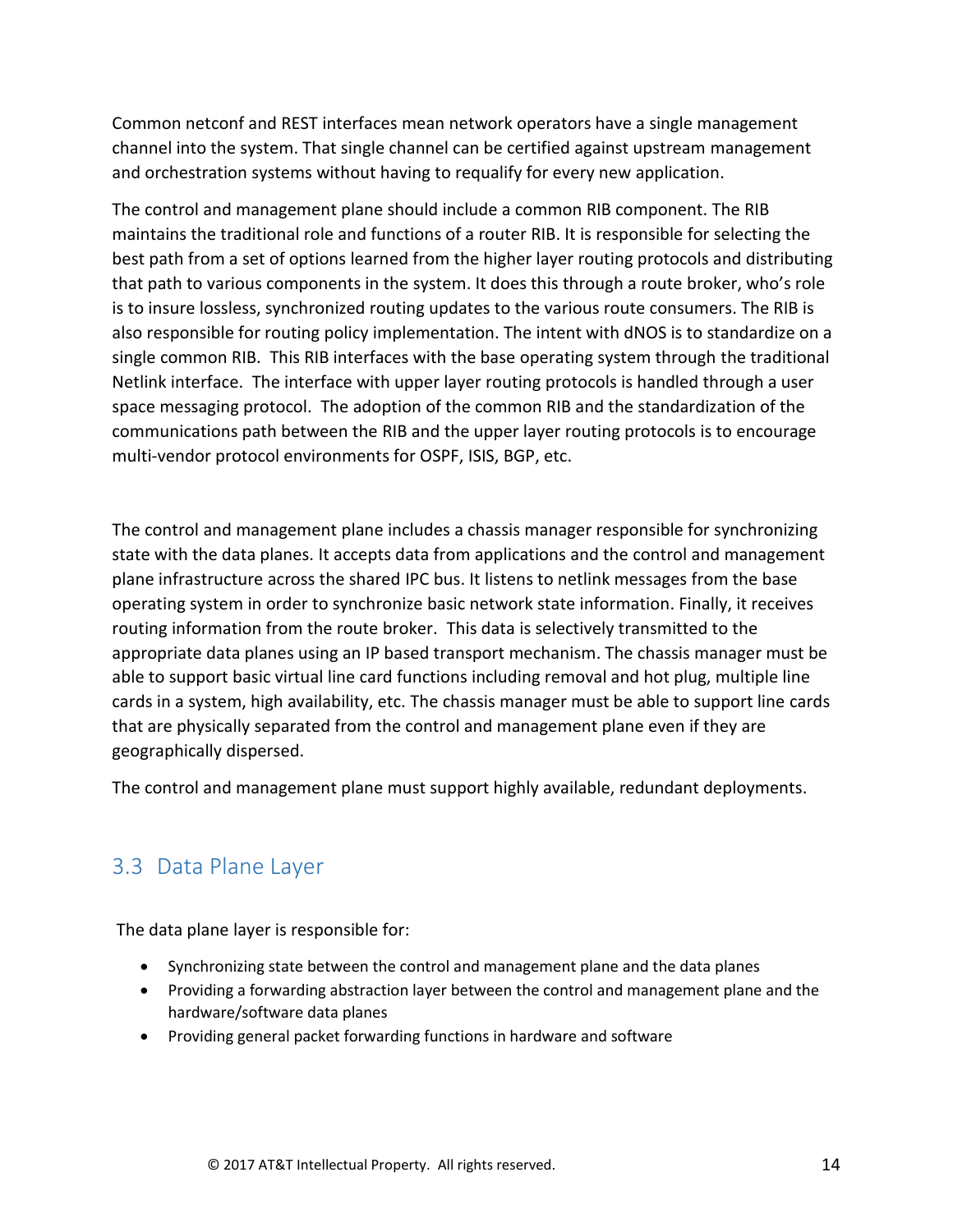Common netconf and REST interfaces mean network operators have a single management channel into the system. That single channel can be certified against upstream management and orchestration systems without having to requalify for every new application.

The control and management plane should include a common RIB component. The RIB maintains the traditional role and functions of a router RIB. It is responsible for selecting the best path from a set of options learned from the higher layer routing protocols and distributing that path to various components in the system. It does this through a route broker, who's role is to insure lossless, synchronized routing updates to the various route consumers. The RIB is also responsible for routing policy implementation. The intent with dNOS is to standardize on a single common RIB. This RIB interfaces with the base operating system through the traditional Netlink interface. The interface with upper layer routing protocols is handled through a user space messaging protocol. The adoption of the common RIB and the standardization of the communications path between the RIB and the upper layer routing protocols is to encourage multi-vendor protocol environments for OSPF, ISIS, BGP, etc.

The control and management plane includes a chassis manager responsible for synchronizing state with the data planes. It accepts data from applications and the control and management plane infrastructure across the shared IPC bus. It listens to netlink messages from the base operating system in order to synchronize basic network state information. Finally, it receives routing information from the route broker. This data is selectively transmitted to the appropriate data planes using an IP based transport mechanism. The chassis manager must be able to support basic virtual line card functions including removal and hot plug, multiple line cards in a system, high availability, etc. The chassis manager must be able to support line cards that are physically separated from the control and management plane even if they are geographically dispersed.

The control and management plane must support highly available, redundant deployments.

## 3.3 Data Plane Layer

The data plane layer is responsible for:

- Synchronizing state between the control and management plane and the data planes
- Providing a forwarding abstraction layer between the control and management plane and the hardware/software data planes
- Providing general packet forwarding functions in hardware and software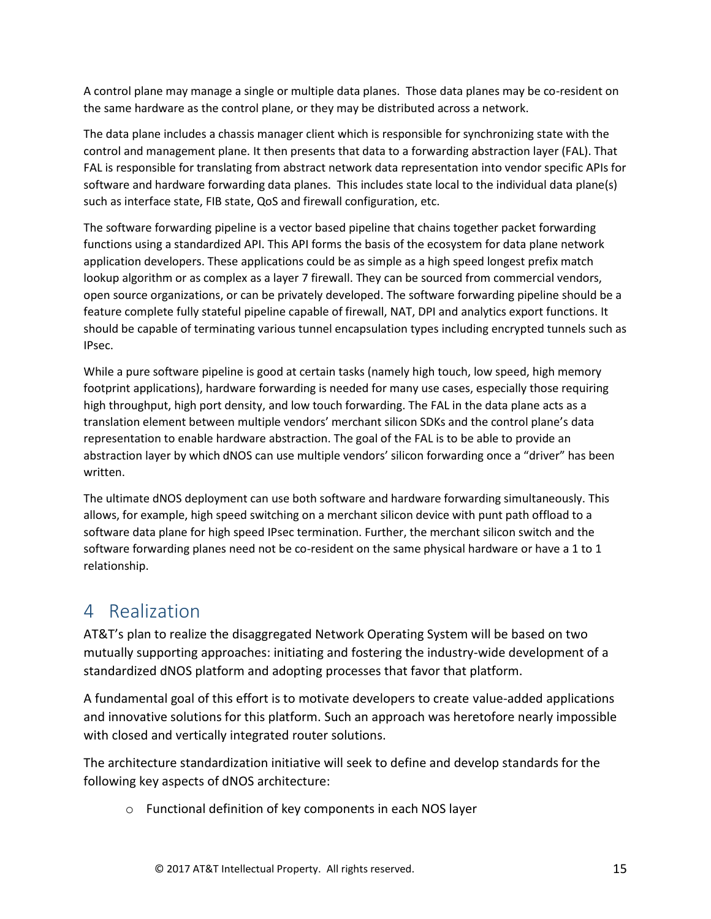A control plane may manage a single or multiple data planes. Those data planes may be co-resident on the same hardware as the control plane, or they may be distributed across a network.

The data plane includes a chassis manager client which is responsible for synchronizing state with the control and management plane. It then presents that data to a forwarding abstraction layer (FAL). That FAL is responsible for translating from abstract network data representation into vendor specific APIs for software and hardware forwarding data planes. This includes state local to the individual data plane(s) such as interface state, FIB state, QoS and firewall configuration, etc.

The software forwarding pipeline is a vector based pipeline that chains together packet forwarding functions using a standardized API. This API forms the basis of the ecosystem for data plane network application developers. These applications could be as simple as a high speed longest prefix match lookup algorithm or as complex as a layer 7 firewall. They can be sourced from commercial vendors, open source organizations, or can be privately developed. The software forwarding pipeline should be a feature complete fully stateful pipeline capable of firewall, NAT, DPI and analytics export functions. It should be capable of terminating various tunnel encapsulation types including encrypted tunnels such as IPsec.

While a pure software pipeline is good at certain tasks (namely high touch, low speed, high memory footprint applications), hardware forwarding is needed for many use cases, especially those requiring high throughput, high port density, and low touch forwarding. The FAL in the data plane acts as a translation element between multiple vendors' merchant silicon SDKs and the control plane's data representation to enable hardware abstraction. The goal of the FAL is to be able to provide an abstraction layer by which dNOS can use multiple vendors' silicon forwarding once a "driver" has been written.

The ultimate dNOS deployment can use both software and hardware forwarding simultaneously. This allows, for example, high speed switching on a merchant silicon device with punt path offload to a software data plane for high speed IPsec termination. Further, the merchant silicon switch and the software forwarding planes need not be co-resident on the same physical hardware or have a 1 to 1 relationship.

# 4 Realization

AT&T's plan to realize the disaggregated Network Operating System will be based on two mutually supporting approaches: initiating and fostering the industry-wide development of a standardized dNOS platform and adopting processes that favor that platform.

A fundamental goal of this effort is to motivate developers to create value-added applications and innovative solutions for this platform. Such an approach was heretofore nearly impossible with closed and vertically integrated router solutions.

The architecture standardization initiative will seek to define and develop standards for the following key aspects of dNOS architecture:

- Functional definition of key components in each NOS layer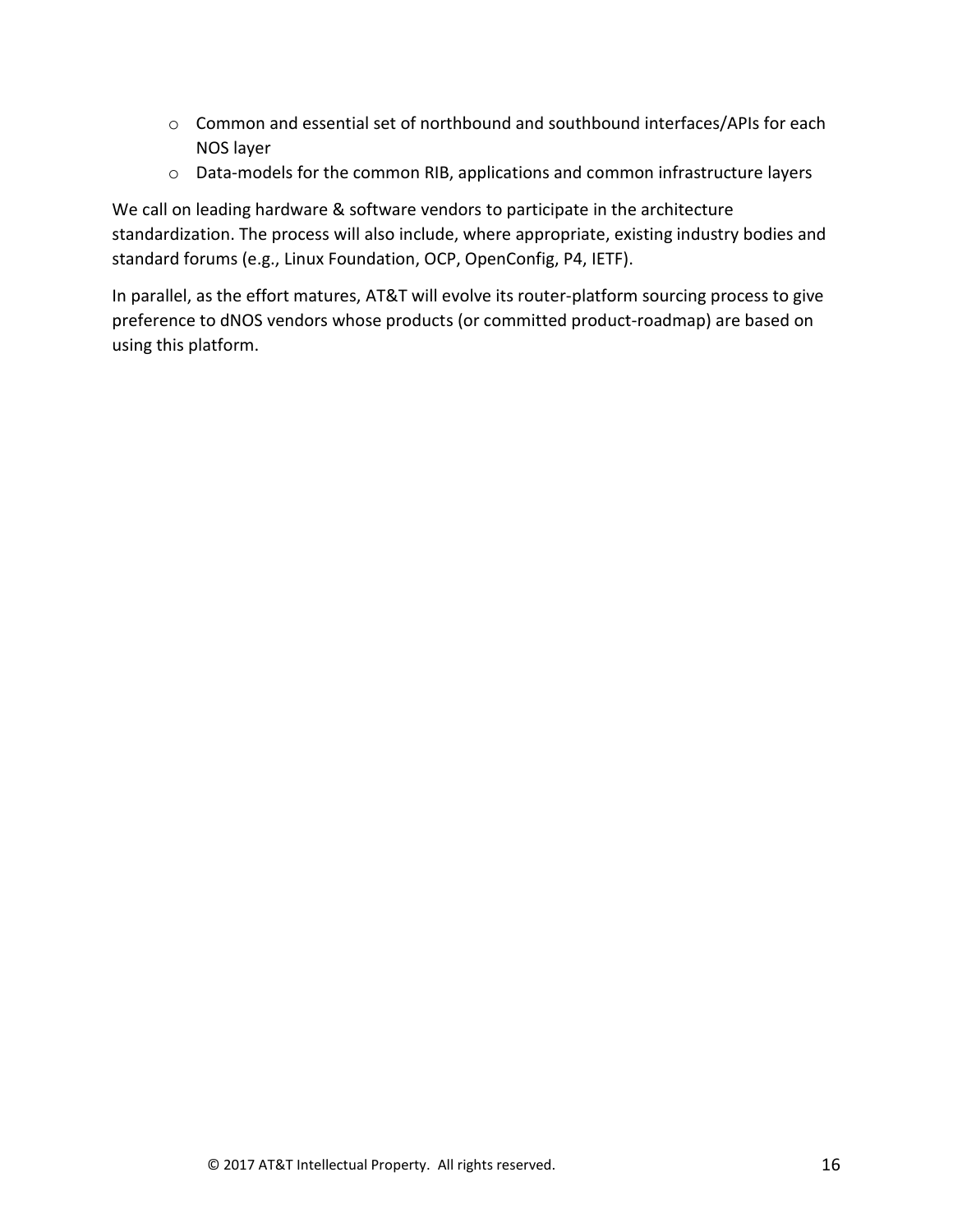- Common and essential set of northbound and southbound interfaces/APIs for each NOS layer
  - Data-models for the common RIB, applications and common infrastructure layers

We call on leading hardware & software vendors to participate in the architecture standardization. The process will also include, where appropriate, existing industry bodies and standard forums (e.g., Linux Foundation, OCP, OpenConfig, P4, IETF).

In parallel, as the effort matures, AT&T will evolve its router-platform sourcing process to give preference to dNOS vendors whose products (or committed product-roadmap) are based on using this platform.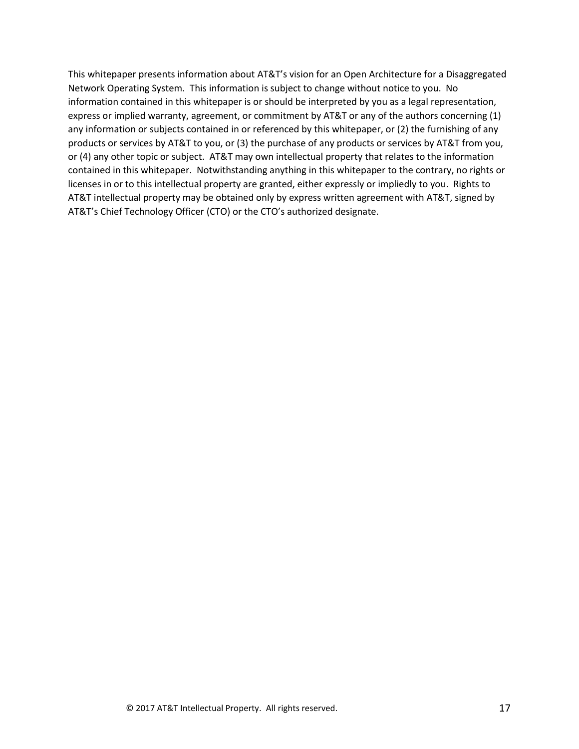This whitepaper presents information about AT&T's vision for an Open Architecture for a Disaggregated Network Operating System. This information is subject to change without notice to you. No information contained in this whitepaper is or should be interpreted by you as a legal representation, express or implied warranty, agreement, or commitment by AT&T or any of the authors concerning (1) any information or subjects contained in or referenced by this whitepaper, or (2) the furnishing of any products or services by AT&T to you, or (3) the purchase of any products or services by AT&T from you, or (4) any other topic or subject. AT&T may own intellectual property that relates to the information contained in this whitepaper. Notwithstanding anything in this whitepaper to the contrary, no rights or licenses in or to this intellectual property are granted, either expressly or impliedly to you. Rights to AT&T intellectual property may be obtained only by express written agreement with AT&T, signed by AT&T's Chief Technology Officer (CTO) or the CTO's authorized designate.